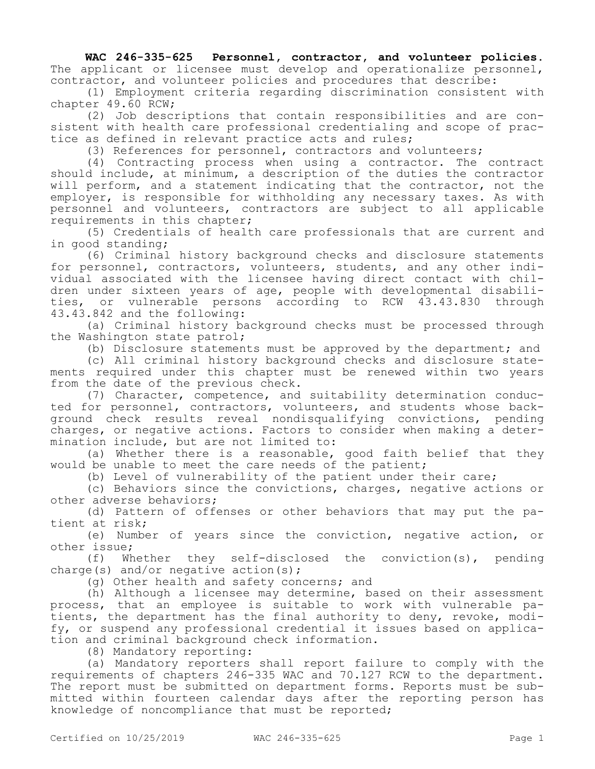**WAC 246-335-625 Personnel, contractor, and volunteer policies.** The applicant or licensee must develop and operationalize personnel, contractor, and volunteer policies and procedures that describe:

(1) Employment criteria regarding discrimination consistent with chapter 49.60 RCW;

(2) Job descriptions that contain responsibilities and are consistent with health care professional credentialing and scope of practice as defined in relevant practice acts and rules;

(3) References for personnel, contractors and volunteers;

(4) Contracting process when using a contractor. The contract should include, at minimum, a description of the duties the contractor will perform, and a statement indicating that the contractor, not the employer, is responsible for withholding any necessary taxes. As with personnel and volunteers, contractors are subject to all applicable requirements in this chapter;

(5) Credentials of health care professionals that are current and in good standing;

(6) Criminal history background checks and disclosure statements for personnel, contractors, volunteers, students, and any other individual associated with the licensee having direct contact with children under sixteen years of age, people with developmental disabilities, or vulnerable persons according to RCW 43.43.830 through 43.43.842 and the following:

(a) Criminal history background checks must be processed through the Washington state patrol;

(b) Disclosure statements must be approved by the department; and

(c) All criminal history background checks and disclosure statements required under this chapter must be renewed within two years from the date of the previous check.

(7) Character, competence, and suitability determination conducted for personnel, contractors, volunteers, and students whose background check results reveal nondisqualifying convictions, pending charges, or negative actions. Factors to consider when making a determination include, but are not limited to:

(a) Whether there is a reasonable, good faith belief that they would be unable to meet the care needs of the patient;

(b) Level of vulnerability of the patient under their care;

(c) Behaviors since the convictions, charges, negative actions or other adverse behaviors;

(d) Pattern of offenses or other behaviors that may put the patient at risk;

(e) Number of years since the conviction, negative action, or other issue;

(f) Whether they self-disclosed the conviction(s), pending charge(s) and/or negative action(s);

(g) Other health and safety concerns; and

(h) Although a licensee may determine, based on their assessment process, that an employee is suitable to work with vulnerable patients, the department has the final authority to deny, revoke, modify, or suspend any professional credential it issues based on application and criminal background check information.

(8) Mandatory reporting:

(a) Mandatory reporters shall report failure to comply with the requirements of chapters 246-335 WAC and 70.127 RCW to the department. The report must be submitted on department forms. Reports must be submitted within fourteen calendar days after the reporting person has knowledge of noncompliance that must be reported;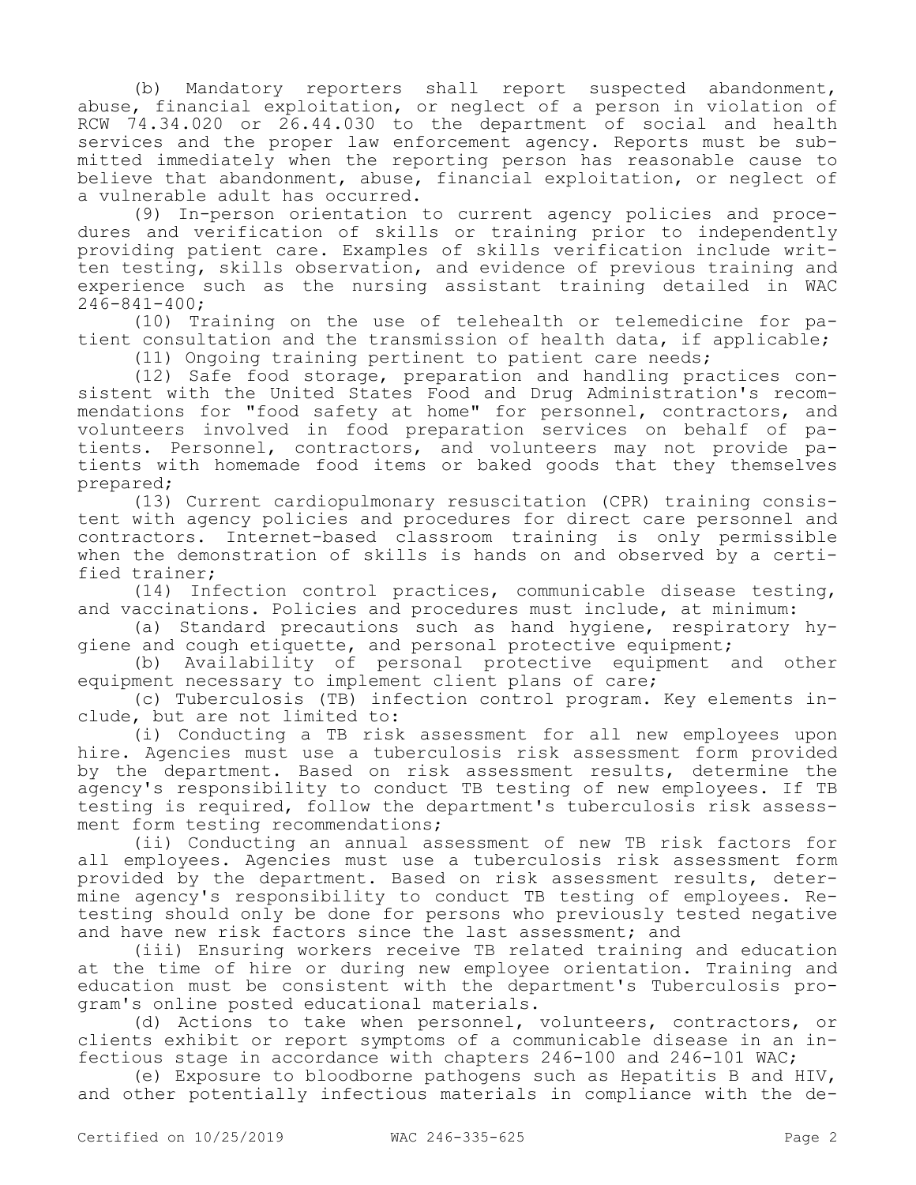(b) Mandatory reporters shall report suspected abandonment, abuse, financial exploitation, or neglect of a person in violation of RCW 74.34.020 or 26.44.030 to the department of social and health services and the proper law enforcement agency. Reports must be submitted immediately when the reporting person has reasonable cause to believe that abandonment, abuse, financial exploitation, or neglect of a vulnerable adult has occurred.

(9) In-person orientation to current agency policies and procedures and verification of skills or training prior to independently providing patient care. Examples of skills verification include written testing, skills observation, and evidence of previous training and experience such as the nursing assistant training detailed in WAC 246-841-400;

(10) Training on the use of telehealth or telemedicine for patient consultation and the transmission of health data, if applicable;

(11) Ongoing training pertinent to patient care needs;

(12) Safe food storage, preparation and handling practices consistent with the United States Food and Drug Administration's recommendations for "food safety at home" for personnel, contractors, and volunteers involved in food preparation services on behalf of patients. Personnel, contractors, and volunteers may not provide patients with homemade food items or baked goods that they themselves prepared;

(13) Current cardiopulmonary resuscitation (CPR) training consistent with agency policies and procedures for direct care personnel and contractors. Internet-based classroom training is only permissible when the demonstration of skills is hands on and observed by a certified trainer;

(14) Infection control practices, communicable disease testing, and vaccinations. Policies and procedures must include, at minimum:

(a) Standard precautions such as hand hygiene, respiratory hygiene and cough etiquette, and personal protective equipment;

(b) Availability of personal protective equipment and other equipment necessary to implement client plans of care;

(c) Tuberculosis (TB) infection control program. Key elements include, but are not limited to:

(i) Conducting a TB risk assessment for all new employees upon hire. Agencies must use a tuberculosis risk assessment form provided by the department. Based on risk assessment results, determine the agency's responsibility to conduct TB testing of new employees. If TB testing is required, follow the department's tuberculosis risk assessment form testing recommendations;

(ii) Conducting an annual assessment of new TB risk factors for all employees. Agencies must use a tuberculosis risk assessment form provided by the department. Based on risk assessment results, determine agency's responsibility to conduct TB testing of employees. Retesting should only be done for persons who previously tested negative and have new risk factors since the last assessment; and

(iii) Ensuring workers receive TB related training and education at the time of hire or during new employee orientation. Training and education must be consistent with the department's Tuberculosis program's online posted educational materials.

(d) Actions to take when personnel, volunteers, contractors, or clients exhibit or report symptoms of a communicable disease in an infectious stage in accordance with chapters 246-100 and 246-101 WAC;

(e) Exposure to bloodborne pathogens such as Hepatitis B and HIV, and other potentially infectious materials in compliance with the de-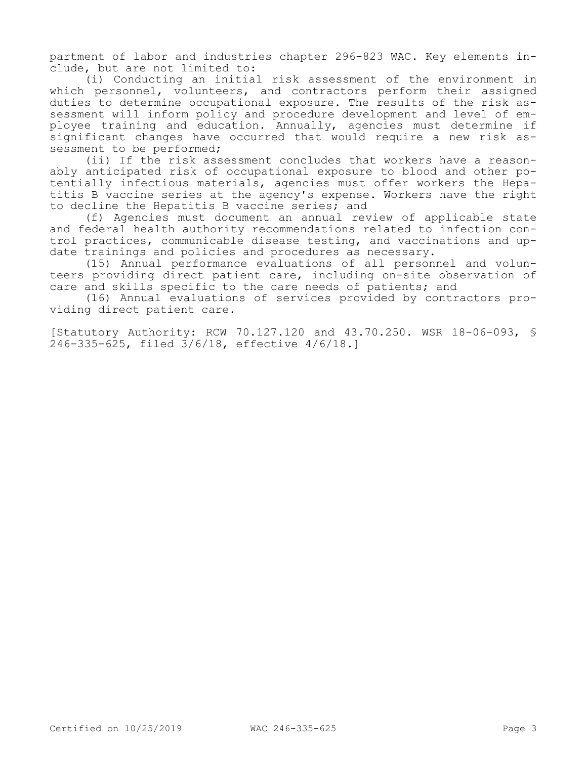partment of labor and industries chapter 296-823 WAC. Key elements include, but are not limited to:

(i) Conducting an initial risk assessment of the environment in which personnel, volunteers, and contractors perform their assigned duties to determine occupational exposure. The results of the risk assessment will inform policy and procedure development and level of employee training and education. Annually, agencies must determine if significant changes have occurred that would require a new risk assessment to be performed;

(ii) If the risk assessment concludes that workers have a reasonably anticipated risk of occupational exposure to blood and other potentially infectious materials, agencies must offer workers the Hepatitis B vaccine series at the agency's expense. Workers have the right to decline the Hepatitis B vaccine series; and

(f) Agencies must document an annual review of applicable state and federal health authority recommendations related to infection control practices, communicable disease testing, and vaccinations and update trainings and policies and procedures as necessary.

(15) Annual performance evaluations of all personnel and volunteers providing direct patient care, including on-site observation of care and skills specific to the care needs of patients; and

(16) Annual evaluations of services provided by contractors providing direct patient care.

[Statutory Authority: RCW 70.127.120 and 43.70.250. WSR 18-06-093, § 246-335-625, filed 3/6/18, effective 4/6/18.]